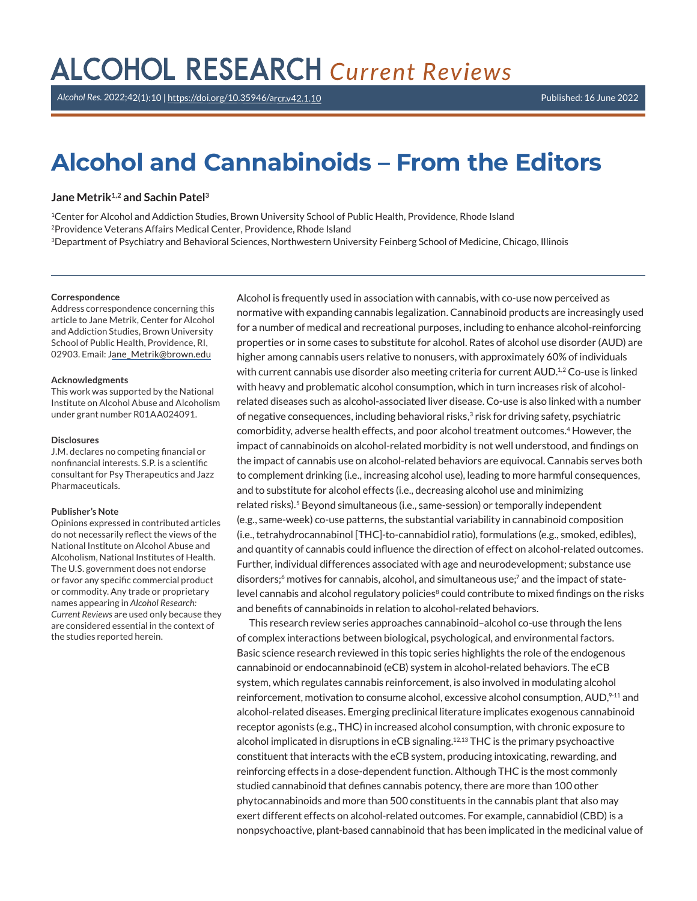# Alcohol and Cannabinoids – From the Editors

**Jane Metrik[1,2] and Sachin Patel[3]**

[1]Center for Alcohol and Addiction Studies, Brown University School of Public Health, Providence, Rhode Island
[2]Providence Veterans Affairs Medical Center, Providence, Rhode Island
[3]Department of Psychiatry and Behavioral Sciences, Northwestern University Feinberg School of Medicine, Chicago, Illinois

**Correspondence**
Address correspondence concerning this article to Jane Metrik, Center for Alcohol and Addiction Studies, Brown University School of Public Health, Providence, RI, 02903. Email: Jane_Metrik@brown.edu

**Acknowledgments**
This work was supported by the National Institute on Alcohol Abuse and Alcoholism under grant number R01AA024091.

**Disclosures**
J.M. declares no competing financial or nonfinancial interests. S.P. is a scientific consultant for Psy Therapeutics and Jazz Pharmaceuticals.

**Publisher's Note**
Opinions expressed in contributed articles do not necessarily reflect the views of the National Institute on Alcohol Abuse and Alcoholism, National Institutes of Health. The U.S. government does not endorse or favor any specific commercial product or commodity. Any trade or proprietary names appearing in *Alcohol Research: Current Reviews* are used only because they are considered essential in the context of the studies reported herein.

Alcohol is frequently used in association with cannabis, with co-use now perceived as normative with expanding cannabis legalization. Cannabinoid products are increasingly used for a number of medical and recreational purposes, including to enhance alcohol-reinforcing properties or in some cases to substitute for alcohol. Rates of alcohol use disorder (AUD) are higher among cannabis users relative to nonusers, with approximately 60% of individuals with current cannabis use disorder also meeting criteria for current AUD.[1,2] Co-use is linked with heavy and problematic alcohol consumption, which in turn increases risk of alcohol-related diseases such as alcohol-associated liver disease. Co-use is also linked with a number of negative consequences, including behavioral risks,[3] risk for driving safety, psychiatric comorbidity, adverse health effects, and poor alcohol treatment outcomes.[4] However, the impact of cannabinoids on alcohol-related morbidity is not well understood, and findings on the impact of cannabis use on alcohol-related behaviors are equivocal. Cannabis serves both to complement drinking (i.e., increasing alcohol use), leading to more harmful consequences, and to substitute for alcohol effects (i.e., decreasing alcohol use and minimizing related risks).[5] Beyond simultaneous (i.e., same-session) or temporally independent (e.g., same-week) co-use patterns, the substantial variability in cannabinoid composition (i.e., tetrahydrocannabinol [THC]-to-cannabidiol ratio), formulations (e.g., smoked, edibles), and quantity of cannabis could influence the direction of effect on alcohol-related outcomes. Further, individual differences associated with age and neurodevelopment; substance use disorders;[6] motives for cannabis, alcohol, and simultaneous use;[7] and the impact of state-level cannabis and alcohol regulatory policies[8] could contribute to mixed findings on the risks and benefits of cannabinoids in relation to alcohol-related behaviors.

This research review series approaches cannabinoid–alcohol co-use through the lens of complex interactions between biological, psychological, and environmental factors. Basic science research reviewed in this topic series highlights the role of the endogenous cannabinoid or endocannabinoid (eCB) system in alcohol-related behaviors. The eCB system, which regulates cannabis reinforcement, is also involved in modulating alcohol reinforcement, motivation to consume alcohol, excessive alcohol consumption, AUD,[9-11] and alcohol-related diseases. Emerging preclinical literature implicates exogenous cannabinoid receptor agonists (e.g., THC) in increased alcohol consumption, with chronic exposure to alcohol implicated in disruptions in eCB signaling.[12,13] THC is the primary psychoactive constituent that interacts with the eCB system, producing intoxicating, rewarding, and reinforcing effects in a dose-dependent function. Although THC is the most commonly studied cannabinoid that defines cannabis potency, there are more than 100 other phytocannabinoids and more than 500 constituents in the cannabis plant that also may exert different effects on alcohol-related outcomes. For example, cannabidiol (CBD) is a nonpsychoactive, plant-based cannabinoid that has been implicated in the medicinal value of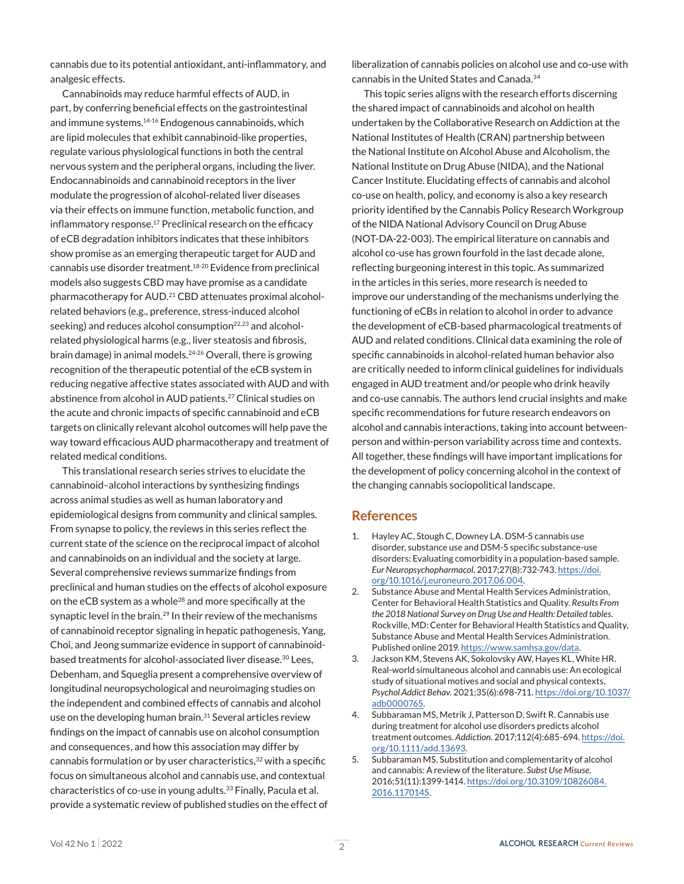cannabis due to its potential antioxidant, anti-inflammatory, and analgesic effects.

Cannabinoids may reduce harmful effects of AUD, in part, by conferring beneficial effects on the gastrointestinal and immune systems.[14-16] Endogenous cannabinoids, which are lipid molecules that exhibit cannabinoid-like properties, regulate various physiological functions in both the central nervous system and the peripheral organs, including the liver. Endocannabinoids and cannabinoid receptors in the liver modulate the progression of alcohol-related liver diseases via their effects on immune function, metabolic function, and inflammatory response.[17] Preclinical research on the efficacy of eCB degradation inhibitors indicates that these inhibitors show promise as an emerging therapeutic target for AUD and cannabis use disorder treatment.[18-20] Evidence from preclinical models also suggests CBD may have promise as a candidate pharmacotherapy for AUD.[21] CBD attenuates proximal alcohol-related behaviors (e.g., preference, stress-induced alcohol seeking) and reduces alcohol consumption[22,23] and alcohol-related physiological harms (e.g., liver steatosis and fibrosis, brain damage) in animal models.[24-26] Overall, there is growing recognition of the therapeutic potential of the eCB system in reducing negative affective states associated with AUD and with abstinence from alcohol in AUD patients.[27] Clinical studies on the acute and chronic impacts of specific cannabinoid and eCB targets on clinically relevant alcohol outcomes will help pave the way toward efficacious AUD pharmacotherapy and treatment of related medical conditions.

This translational research series strives to elucidate the cannabinoid–alcohol interactions by synthesizing findings across animal studies as well as human laboratory and epidemiological designs from community and clinical samples. From synapse to policy, the reviews in this series reflect the current state of the science on the reciprocal impact of alcohol and cannabinoids on an individual and the society at large. Several comprehensive reviews summarize findings from preclinical and human studies on the effects of alcohol exposure on the eCB system as a whole[28] and more specifically at the synaptic level in the brain.[29] In their review of the mechanisms of cannabinoid receptor signaling in hepatic pathogenesis, Yang, Choi, and Jeong summarize evidence in support of cannabinoid-based treatments for alcohol-associated liver disease.[30] Lees, Debenham, and Squeglia present a comprehensive overview of longitudinal neuropsychological and neuroimaging studies on the independent and combined effects of cannabis and alcohol use on the developing human brain.[31] Several articles review findings on the impact of cannabis use on alcohol consumption and consequences, and how this association may differ by cannabis formulation or by user characteristics,[32] with a specific focus on simultaneous alcohol and cannabis use, and contextual characteristics of co-use in young adults.[33] Finally, Pacula et al. provide a systematic review of published studies on the effect of liberalization of cannabis policies on alcohol use and co-use with cannabis in the United States and Canada.[34]

This topic series aligns with the research efforts discerning the shared impact of cannabinoids and alcohol on health undertaken by the Collaborative Research on Addiction at the National Institutes of Health (CRAN) partnership between the National Institute on Alcohol Abuse and Alcoholism, the National Institute on Drug Abuse (NIDA), and the National Cancer Institute. Elucidating effects of cannabis and alcohol co-use on health, policy, and economy is also a key research priority identified by the Cannabis Policy Research Workgroup of the NIDA National Advisory Council on Drug Abuse (NOT-DA-22-003). The empirical literature on cannabis and alcohol co-use has grown fourfold in the last decade alone, reflecting burgeoning interest in this topic. As summarized in the articles in this series, more research is needed to improve our understanding of the mechanisms underlying the functioning of eCBs in relation to alcohol in order to advance the development of eCB-based pharmacological treatments of AUD and related conditions. Clinical data examining the role of specific cannabinoids in alcohol-related human behavior also are critically needed to inform clinical guidelines for individuals engaged in AUD treatment and/or people who drink heavily and co-use cannabis. The authors lend crucial insights and make specific recommendations for future research endeavors on alcohol and cannabis interactions, taking into account between-person and within-person variability across time and contexts. All together, these findings will have important implications for the development of policy concerning alcohol in the context of the changing cannabis sociopolitical landscape.

## References

1. Hayley AC, Stough C, Downey LA. DSM-5 cannabis use disorder, substance use and DSM-5 specific substance-use disorders: Evaluating comorbidity in a population-based sample. *Eur Neuropsychopharmacol.* 2017;27(8):732-743. https://doi.org/10.1016/j.euroneuro.2017.06.004.
2. Substance Abuse and Mental Health Services Administration, Center for Behavioral Health Statistics and Quality. *Results From the 2018 National Survey on Drug Use and Health: Detailed tables*. Rockville, MD: Center for Behavioral Health Statistics and Quality, Substance Abuse and Mental Health Services Administration. Published online 2019. https://www.samhsa.gov/data.
3. Jackson KM, Stevens AK, Sokolovsky AW, Hayes KL, White HR. Real-world simultaneous alcohol and cannabis use: An ecological study of situational motives and social and physical contexts. *Psychol Addict Behav.* 2021;35(6):698-711. https://doi.org/10.1037/adb0000765.
4. Subbaraman MS, Metrik J, Patterson D, Swift R. Cannabis use during treatment for alcohol use disorders predicts alcohol treatment outcomes. *Addiction*. 2017;112(4):685-694. https://doi.org/10.1111/add.13693.
5. Subbaraman MS. Substitution and complementarity of alcohol and cannabis: A review of the literature. *Subst Use Misuse.* 2016;51(11):1399-1414. https://doi.org/10.3109/10826084.2016.1170145.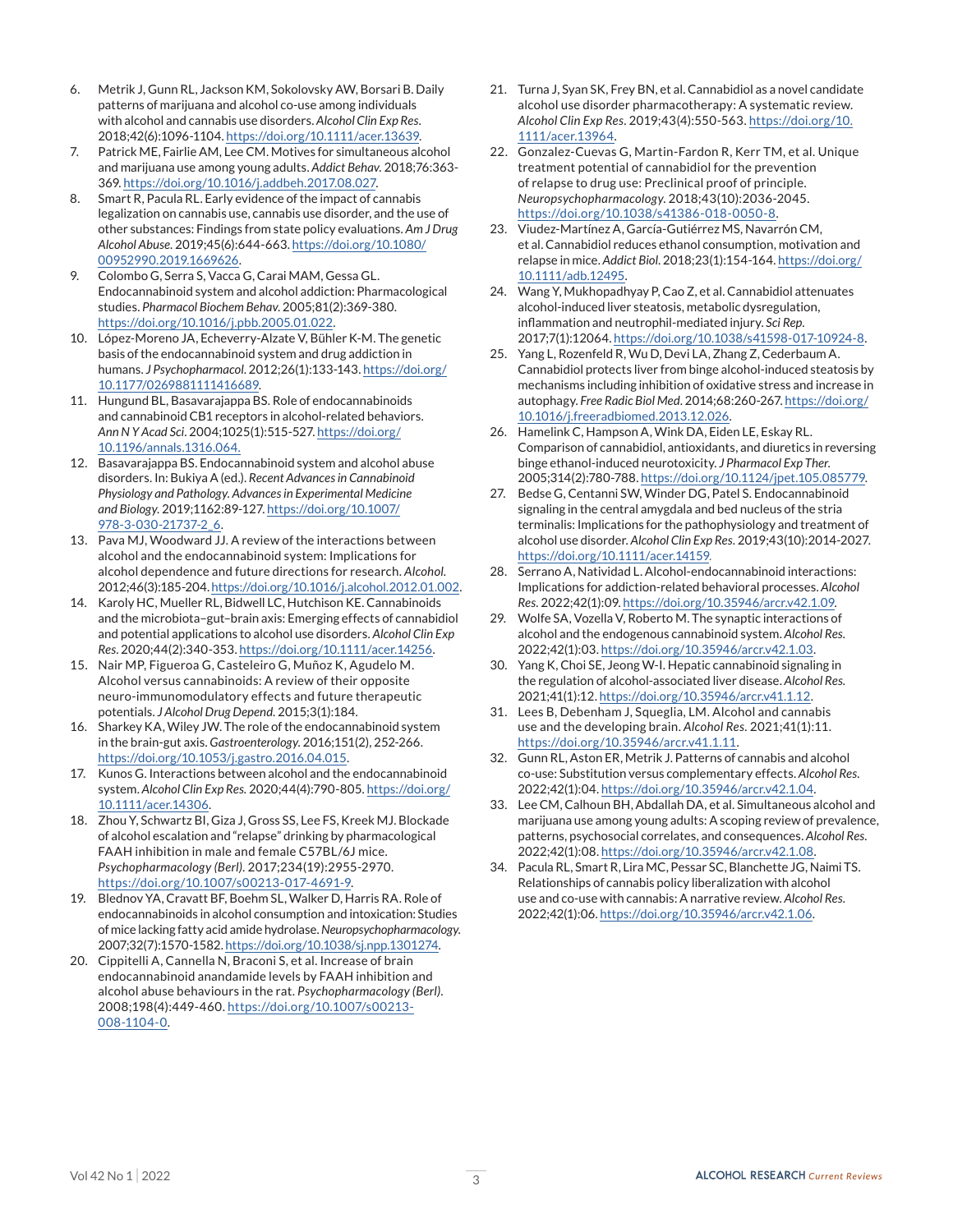6. Metrik J, Gunn RL, Jackson KM, Sokolovsky AW, Borsari B. Daily patterns of marijuana and alcohol co-use among individuals with alcohol and cannabis use disorders. *Alcohol Clin Exp Res*. 2018;42(6):1096-1104. https://doi.org/10.1111/acer.13639.
7. Patrick ME, Fairlie AM, Lee CM. Motives for simultaneous alcohol and marijuana use among young adults. *Addict Behav*. 2018;76:363-369. https://doi.org/10.1016/j.addbeh.2017.08.027.
8. Smart R, Pacula RL. Early evidence of the impact of cannabis legalization on cannabis use, cannabis use disorder, and the use of other substances: Findings from state policy evaluations. *Am J Drug Alcohol Abuse*. 2019;45(6):644-663. https://doi.org/10.1080/00952990.2019.1669626.
9. Colombo G, Serra S, Vacca G, Carai MAM, Gessa GL. Endocannabinoid system and alcohol addiction: Pharmacological studies. *Pharmacol Biochem Behav*. 2005;81(2):369-380. https://doi.org/10.1016/j.pbb.2005.01.022.
10. López-Moreno JA, Echeverry-Alzate V, Bühler K-M. The genetic basis of the endocannabinoid system and drug addiction in humans. *J Psychopharmacol*. 2012;26(1):133-143. https://doi.org/10.1177/0269881111416689.
11. Hungund BL, Basavarajappa BS. Role of endocannabinoids and cannabinoid CB1 receptors in alcohol-related behaviors. *Ann N Y Acad Sci*. 2004;1025(1):515-527. https://doi.org/10.1196/annals.1316.064.
12. Basavarajappa BS. Endocannabinoid system and alcohol abuse disorders. In: Bukiya A (ed.). *Recent Advances in Cannabinoid Physiology and Pathology. Advances in Experimental Medicine and Biology*. 2019;1162:89-127. https://doi.org/10.1007/978-3-030-21737-2_6.
13. Pava MJ, Woodward JJ. A review of the interactions between alcohol and the endocannabinoid system: Implications for alcohol dependence and future directions for research. *Alcohol*. 2012;46(3):185-204. https://doi.org/10.1016/j.alcohol.2012.01.002.
14. Karoly HC, Mueller RL, Bidwell LC, Hutchison KE. Cannabinoids and the microbiota–gut–brain axis: Emerging effects of cannabidiol and potential applications to alcohol use disorders. *Alcohol Clin Exp Res*. 2020;44(2):340-353. https://doi.org/10.1111/acer.14256.
15. Nair MP, Figueroa G, Casteleiro G, Muñoz K, Agudelo M. Alcohol versus cannabinoids: A review of their opposite neuro-immunomodulatory effects and future therapeutic potentials. *J Alcohol Drug Depend*. 2015;3(1):184.
16. Sharkey KA, Wiley JW. The role of the endocannabinoid system in the brain-gut axis. *Gastroenterology*. 2016;151(2), 252-266. https://doi.org/10.1053/j.gastro.2016.04.015.
17. Kunos G. Interactions between alcohol and the endocannabinoid system. *Alcohol Clin Exp Res*. 2020;44(4):790-805. https://doi.org/10.1111/acer.14306.
18. Zhou Y, Schwartz BI, Giza J, Gross SS, Lee FS, Kreek MJ. Blockade of alcohol escalation and "relapse" drinking by pharmacological FAAH inhibition in male and female C57BL/6J mice. *Psychopharmacology (Berl)*. 2017;234(19):2955-2970. https://doi.org/10.1007/s00213-017-4691-9.
19. Blednov YA, Cravatt BF, Boehm SL, Walker D, Harris RA. Role of endocannabinoids in alcohol consumption and intoxication: Studies of mice lacking fatty acid amide hydrolase. *Neuropsychopharmacology*. 2007;32(7):1570-1582. https://doi.org/10.1038/sj.npp.1301274.
20. Cippitelli A, Cannella N, Braconi S, et al. Increase of brain endocannabinoid anandamide levels by FAAH inhibition and alcohol abuse behaviours in the rat. *Psychopharmacology (Berl)*. 2008;198(4):449-460. https://doi.org/10.1007/s00213-008-1104-0.
21. Turna J, Syan SK, Frey BN, et al. Cannabidiol as a novel candidate alcohol use disorder pharmacotherapy: A systematic review. *Alcohol Clin Exp Res*. 2019;43(4):550-563. https://doi.org/10.1111/acer.13964.
22. Gonzalez-Cuevas G, Martin-Fardon R, Kerr TM, et al. Unique treatment potential of cannabidiol for the prevention of relapse to drug use: Preclinical proof of principle. *Neuropsychopharmacology*. 2018;43(10):2036-2045. https://doi.org/10.1038/s41386-018-0050-8.
23. Viudez-Martínez A, García-Gutiérrez MS, Navarrón CM, et al. Cannabidiol reduces ethanol consumption, motivation and relapse in mice. *Addict Biol*. 2018;23(1):154-164. https://doi.org/10.1111/adb.12495.
24. Wang Y, Mukhopadhyay P, Cao Z, et al. Cannabidiol attenuates alcohol-induced liver steatosis, metabolic dysregulation, inflammation and neutrophil-mediated injury. *Sci Rep*. 2017;7(1):12064. https://doi.org/10.1038/s41598-017-10924-8.
25. Yang L, Rozenfeld R, Wu D, Devi LA, Zhang Z, Cederbaum A. Cannabidiol protects liver from binge alcohol-induced steatosis by mechanisms including inhibition of oxidative stress and increase in autophagy. *Free Radic Biol Med*. 2014;68:260-267. https://doi.org/10.1016/j.freeradbiomed.2013.12.026.
26. Hamelink C, Hampson A, Wink DA, Eiden LE, Eskay RL. Comparison of cannabidiol, antioxidants, and diuretics in reversing binge ethanol-induced neurotoxicity. *J Pharmacol Exp Ther*. 2005;314(2):780-788. https://doi.org/10.1124/jpet.105.085779.
27. Bedse G, Centanni SW, Winder DG, Patel S. Endocannabinoid signaling in the central amygdala and bed nucleus of the stria terminalis: Implications for the pathophysiology and treatment of alcohol use disorder. *Alcohol Clin Exp Res*. 2019;43(10):2014-2027. https://doi.org/10.1111/acer.14159.
28. Serrano A, Natividad L. Alcohol-endocannabinoid interactions: Implications for addiction-related behavioral processes. *Alcohol Res*. 2022;42(1):09. https://doi.org/10.35946/arcr.v42.1.09.
29. Wolfe SA, Vozella V, Roberto M. The synaptic interactions of alcohol and the endogenous cannabinoid system. *Alcohol Res*. 2022;42(1):03. https://doi.org/10.35946/arcr.v42.1.03.
30. Yang K, Choi SE, Jeong W-I. Hepatic cannabinoid signaling in the regulation of alcohol-associated liver disease. *Alcohol Res*. 2021;41(1):12. https://doi.org/10.35946/arcr.v41.1.12.
31. Lees B, Debenham J, Squeglia, LM. Alcohol and cannabis use and the developing brain. *Alcohol Res*. 2021;41(1):11. https://doi.org/10.35946/arcr.v41.1.11.
32. Gunn RL, Aston ER, Metrik J. Patterns of cannabis and alcohol co-use: Substitution versus complementary effects. *Alcohol Res*. 2022;42(1):04. https://doi.org/10.35946/arcr.v42.1.04.
33. Lee CM, Calhoun BH, Abdallah DA, et al. Simultaneous alcohol and marijuana use among young adults: A scoping review of prevalence, patterns, psychosocial correlates, and consequences. *Alcohol Res*. 2022;42(1):08. https://doi.org/10.35946/arcr.v42.1.08.
34. Pacula RL, Smart R, Lira MC, Pessar SC, Blanchette JG, Naimi TS. Relationships of cannabis policy liberalization with alcohol use and co-use with cannabis: A narrative review. *Alcohol Res*. 2022;42(1):06. https://doi.org/10.35946/arcr.v42.1.06.